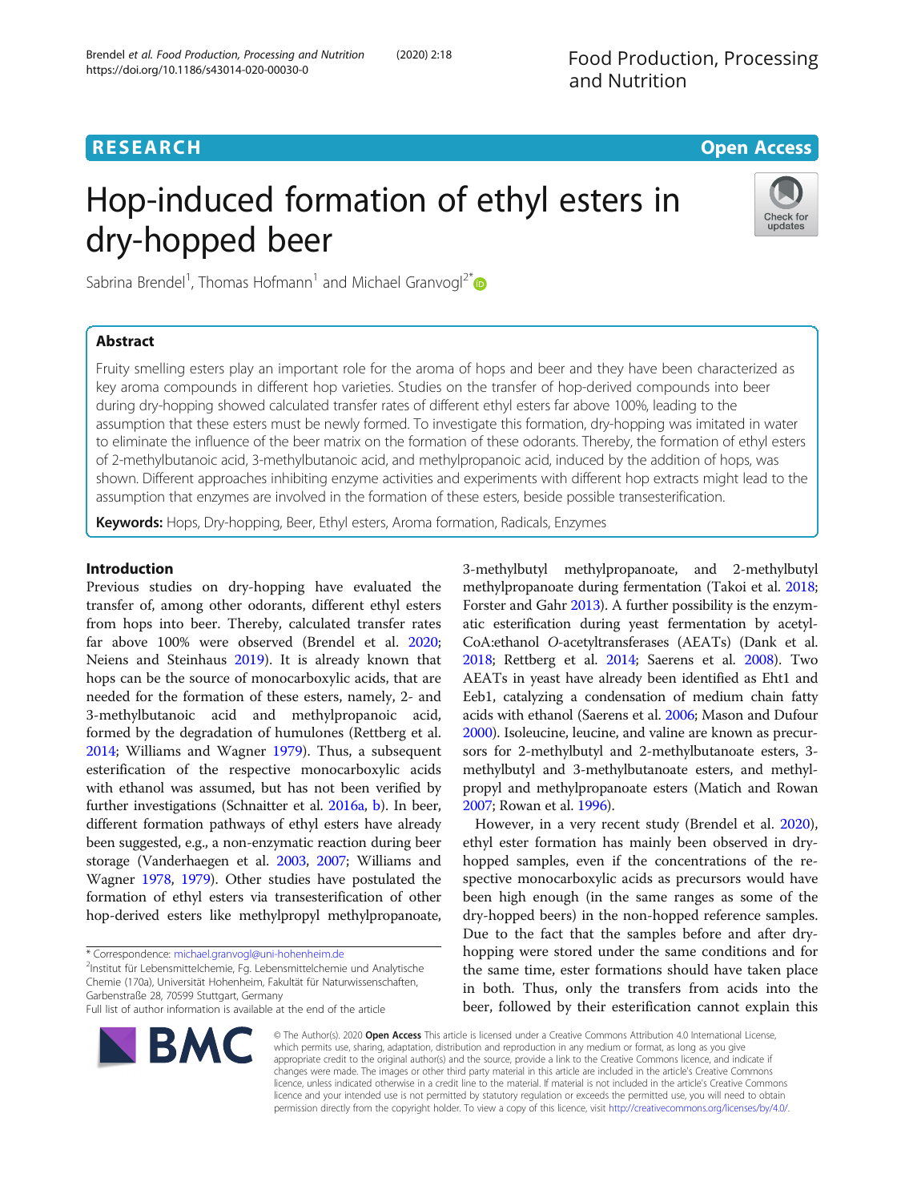RESEARCH

Open Access

# Hop-induced formation of ethyl esters in dry-hopped beer

Sabrina Brendel[1], Thomas Hofmann[1] and Michael Granvogl[2*]

## Abstract

Fruity smelling esters play an important role for the aroma of hops and beer and they have been characterized as key aroma compounds in different hop varieties. Studies on the transfer of hop-derived compounds into beer during dry-hopping showed calculated transfer rates of different ethyl esters far above 100%, leading to the assumption that these esters must be newly formed. To investigate this formation, dry-hopping was imitated in water to eliminate the influence of the beer matrix on the formation of these odorants. Thereby, the formation of ethyl esters of 2-methylbutanoic acid, 3-methylbutanoic acid, and methylpropanoic acid, induced by the addition of hops, was shown. Different approaches inhibiting enzyme activities and experiments with different hop extracts might lead to the assumption that enzymes are involved in the formation of these esters, beside possible transesterification.

**Keywords:** Hops, Dry-hopping, Beer, Ethyl esters, Aroma formation, Radicals, Enzymes

## Introduction

Previous studies on dry-hopping have evaluated the transfer of, among other odorants, different ethyl esters from hops into beer. Thereby, calculated transfer rates far above 100% were observed (Brendel et al. 2020; Neiens and Steinhaus 2019). It is already known that hops can be the source of monocarboxylic acids, that are needed for the formation of these esters, namely, 2- and 3-methylbutanoic acid and methylpropanoic acid, formed by the degradation of humulones (Rettberg et al. 2014; Williams and Wagner 1979). Thus, a subsequent esterification of the respective monocarboxylic acids with ethanol was assumed, but has not been verified by further investigations (Schnaitter et al. 2016a, b). In beer, different formation pathways of ethyl esters have already been suggested, e.g., a non-enzymatic reaction during beer storage (Vanderhaegen et al. 2003, 2007; Williams and Wagner 1978, 1979). Other studies have postulated the formation of ethyl esters via transesterification of other hop-derived esters like methylpropyl methylpropanoate, 3-methylbutyl methylpropanoate, and 2-methylbutyl methylpropanoate during fermentation (Takoi et al. 2018; Forster and Gahr 2013). A further possibility is the enzymatic esterification during yeast fermentation by acetyl-CoA:ethanol *O*-acetyltransferases (AEATs) (Dank et al. 2018; Rettberg et al. 2014; Saerens et al. 2008). Two AEATs in yeast have already been identified as Eht1 and Eeb1, catalyzing a condensation of medium chain fatty acids with ethanol (Saerens et al. 2006; Mason and Dufour 2000). Isoleucine, leucine, and valine are known as precursors for 2-methylbutyl and 2-methylbutanoate esters, 3-methylbutyl and 3-methylbutanoate esters, and methylpropyl and methylpropanoate esters (Matich and Rowan 2007; Rowan et al. 1996).

However, in a very recent study (Brendel et al. 2020), ethyl ester formation has mainly been observed in dry-hopped samples, even if the concentrations of the respective monocarboxylic acids as precursors would have been high enough (in the same ranges as some of the dry-hopped beers) in the non-hopped reference samples. Due to the fact that the samples before and after dry-hopping were stored under the same conditions and for the same time, ester formations should have taken place in both. Thus, only the transfers from acids into the beer, followed by their esterification cannot explain this

* Correspondence: michael.granvogl@uni-hohenheim.de
[2]Institut für Lebensmittelchemie, Fg. Lebensmittelchemie und Analytische Chemie (170a), Universität Hohenheim, Fakultät für Naturwissenschaften, Garbenstraße 28, 70599 Stuttgart, Germany
Full list of author information is available at the end of the article

© The Author(s). 2020 **Open Access** This article is licensed under a Creative Commons Attribution 4.0 International License, which permits use, sharing, adaptation, distribution and reproduction in any medium or format, as long as you give appropriate credit to the original author(s) and the source, provide a link to the Creative Commons licence, and indicate if changes were made. The images or other third party material in this article are included in the article's Creative Commons licence, unless indicated otherwise in a credit line to the material. If material is not included in the article's Creative Commons licence and your intended use is not permitted by statutory regulation or exceeds the permitted use, you will need to obtain permission directly from the copyright holder. To view a copy of this licence, visit http://creativecommons.org/licenses/by/4.0/.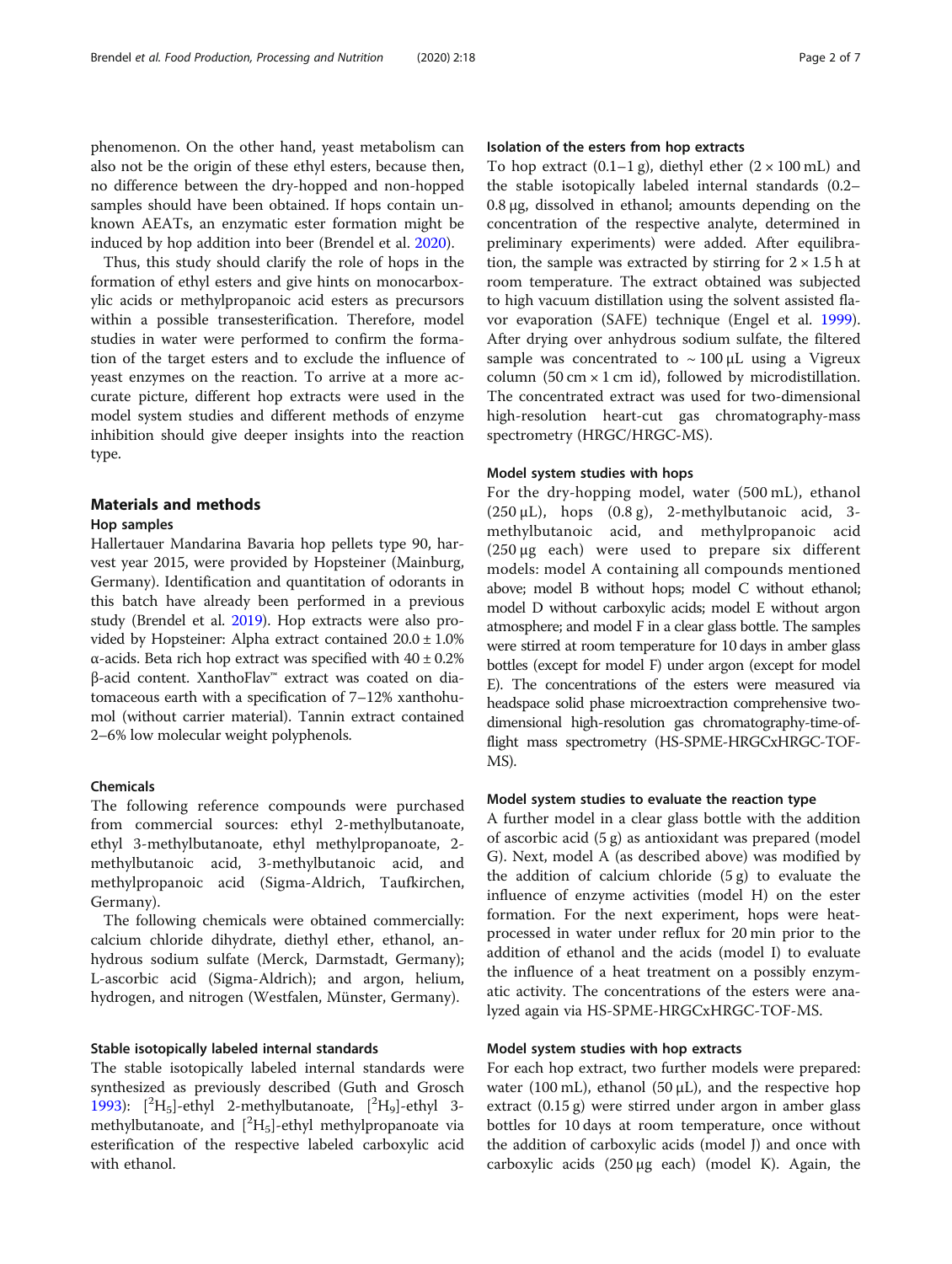phenomenon. On the other hand, yeast metabolism can also not be the origin of these ethyl esters, because then, no difference between the dry-hopped and non-hopped samples should have been obtained. If hops contain unknown AEATs, an enzymatic ester formation might be induced by hop addition into beer (Brendel et al. 2020).

Thus, this study should clarify the role of hops in the formation of ethyl esters and give hints on monocarboxylic acids or methylpropanoic acid esters as precursors within a possible transesterification. Therefore, model studies in water were performed to confirm the formation of the target esters and to exclude the influence of yeast enzymes on the reaction. To arrive at a more accurate picture, different hop extracts were used in the model system studies and different methods of enzyme inhibition should give deeper insights into the reaction type.

## Materials and methods

### Hop samples

Hallertauer Mandarina Bavaria hop pellets type 90, harvest year 2015, were provided by Hopsteiner (Mainburg, Germany). Identification and quantitation of odorants in this batch have already been performed in a previous study (Brendel et al. 2019). Hop extracts were also provided by Hopsteiner: Alpha extract contained 20.0 ± 1.0% α-acids. Beta rich hop extract was specified with 40 ± 0.2% β-acid content. XanthoFlav™ extract was coated on diatomaceous earth with a specification of 7–12% xanthohumol (without carrier material). Tannin extract contained 2–6% low molecular weight polyphenols.

### Chemicals

The following reference compounds were purchased from commercial sources: ethyl 2-methylbutanoate, ethyl 3-methylbutanoate, ethyl methylpropanoate, 2-methylbutanoic acid, 3-methylbutanoic acid, and methylpropanoic acid (Sigma-Aldrich, Taufkirchen, Germany).

The following chemicals were obtained commercially: calcium chloride dihydrate, diethyl ether, ethanol, anhydrous sodium sulfate (Merck, Darmstadt, Germany); L-ascorbic acid (Sigma-Aldrich); and argon, helium, hydrogen, and nitrogen (Westfalen, Münster, Germany).

### Stable isotopically labeled internal standards

The stable isotopically labeled internal standards were synthesized as previously described (Guth and Grosch 1993): [$^{2}H_5$]-ethyl 2-methylbutanoate, [$^{2}H_9$]-ethyl 3-methylbutanoate, and [$^{2}H_5$]-ethyl methylpropanoate via esterification of the respective labeled carboxylic acid with ethanol.

### Isolation of the esters from hop extracts

To hop extract (0.1–1 g), diethyl ether (2 × 100 mL) and the stable isotopically labeled internal standards (0.2–0.8 μg, dissolved in ethanol; amounts depending on the concentration of the respective analyte, determined in preliminary experiments) were added. After equilibration, the sample was extracted by stirring for 2 × 1.5 h at room temperature. The extract obtained was subjected to high vacuum distillation using the solvent assisted flavor evaporation (SAFE) technique (Engel et al. 1999). After drying over anhydrous sodium sulfate, the filtered sample was concentrated to ~ 100 μL using a Vigreux column (50 cm × 1 cm id), followed by microdistillation. The concentrated extract was used for two-dimensional high-resolution heart-cut gas chromatography-mass spectrometry (HRGC/HRGC-MS).

### Model system studies with hops

For the dry-hopping model, water (500 mL), ethanol (250 μL), hops (0.8 g), 2-methylbutanoic acid, 3-methylbutanoic acid, and methylpropanoic acid (250 μg each) were used to prepare six different models: model A containing all compounds mentioned above; model B without hops; model C without ethanol; model D without carboxylic acids; model E without argon atmosphere; and model F in a clear glass bottle. The samples were stirred at room temperature for 10 days in amber glass bottles (except for model F) under argon (except for model E). The concentrations of the esters were measured via headspace solid phase microextraction comprehensive two-dimensional high-resolution gas chromatography-time-of-flight mass spectrometry (HS-SPME-HRGCxHRGC-TOF-MS).

### Model system studies to evaluate the reaction type

A further model in a clear glass bottle with the addition of ascorbic acid (5 g) as antioxidant was prepared (model G). Next, model A (as described above) was modified by the addition of calcium chloride (5 g) to evaluate the influence of enzyme activities (model H) on the ester formation. For the next experiment, hops were heat-processed in water under reflux for 20 min prior to the addition of ethanol and the acids (model I) to evaluate the influence of a heat treatment on a possibly enzymatic activity. The concentrations of the esters were analyzed again via HS-SPME-HRGCxHRGC-TOF-MS.

### Model system studies with hop extracts

For each hop extract, two further models were prepared: water (100 mL), ethanol (50 μL), and the respective hop extract (0.15 g) were stirred under argon in amber glass bottles for 10 days at room temperature, once without the addition of carboxylic acids (model J) and once with carboxylic acids (250 μg each) (model K). Again, the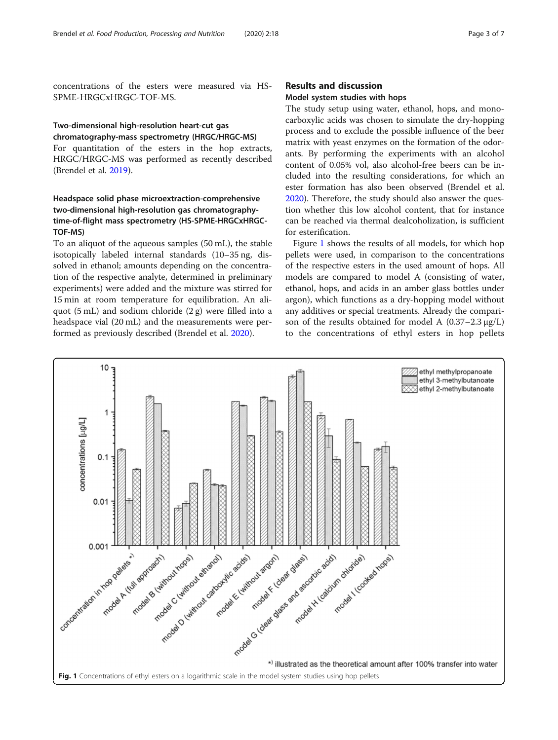concentrations of the esters were measured via HS-SPME-HRGCxHRGC-TOF-MS.

### Two-dimensional high-resolution heart-cut gas chromatography-mass spectrometry (HRGC/HRGC-MS)

For quantitation of the esters in the hop extracts, HRGC/HRGC-MS was performed as recently described (Brendel et al. 2019).

### Headspace solid phase microextraction-comprehensive two-dimensional high-resolution gas chromatography-time-of-flight mass spectrometry (HS-SPME-HRGCxHRGC-TOF-MS)

To an aliquot of the aqueous samples (50 mL), the stable isotopically labeled internal standards (10–35 ng, dissolved in ethanol; amounts depending on the concentration of the respective analyte, determined in preliminary experiments) were added and the mixture was stirred for 15 min at room temperature for equilibration. An aliquot (5 mL) and sodium chloride (2 g) were filled into a headspace vial (20 mL) and the measurements were performed as previously described (Brendel et al. 2020).

## Results and discussion

### Model system studies with hops

The study setup using water, ethanol, hops, and monocarboxylic acids was chosen to simulate the dry-hopping process and to exclude the possible influence of the beer matrix with yeast enzymes on the formation of the odorants. By performing the experiments with an alcohol content of 0.05% vol, also alcohol-free beers can be included into the resulting considerations, for which an ester formation has also been observed (Brendel et al. 2020). Therefore, the study should also answer the question whether this low alcohol content, that for instance can be reached via thermal dealcoholization, is sufficient for esterification.

Figure 1 shows the results of all models, for which hop pellets were used, in comparison to the concentrations of the respective esters in the used amount of hops. All models are compared to model A (consisting of water, ethanol, hops, and acids in an amber glass bottles under argon), which functions as a dry-hopping model without any additives or special treatments. Already the comparison of the results obtained for model A (0.37–2.3 μg/L) to the concentrations of ethyl esters in hop pellets

**Fig. 1** Concentrations of ethyl esters on a logarithmic scale in the model system studies using hop pellets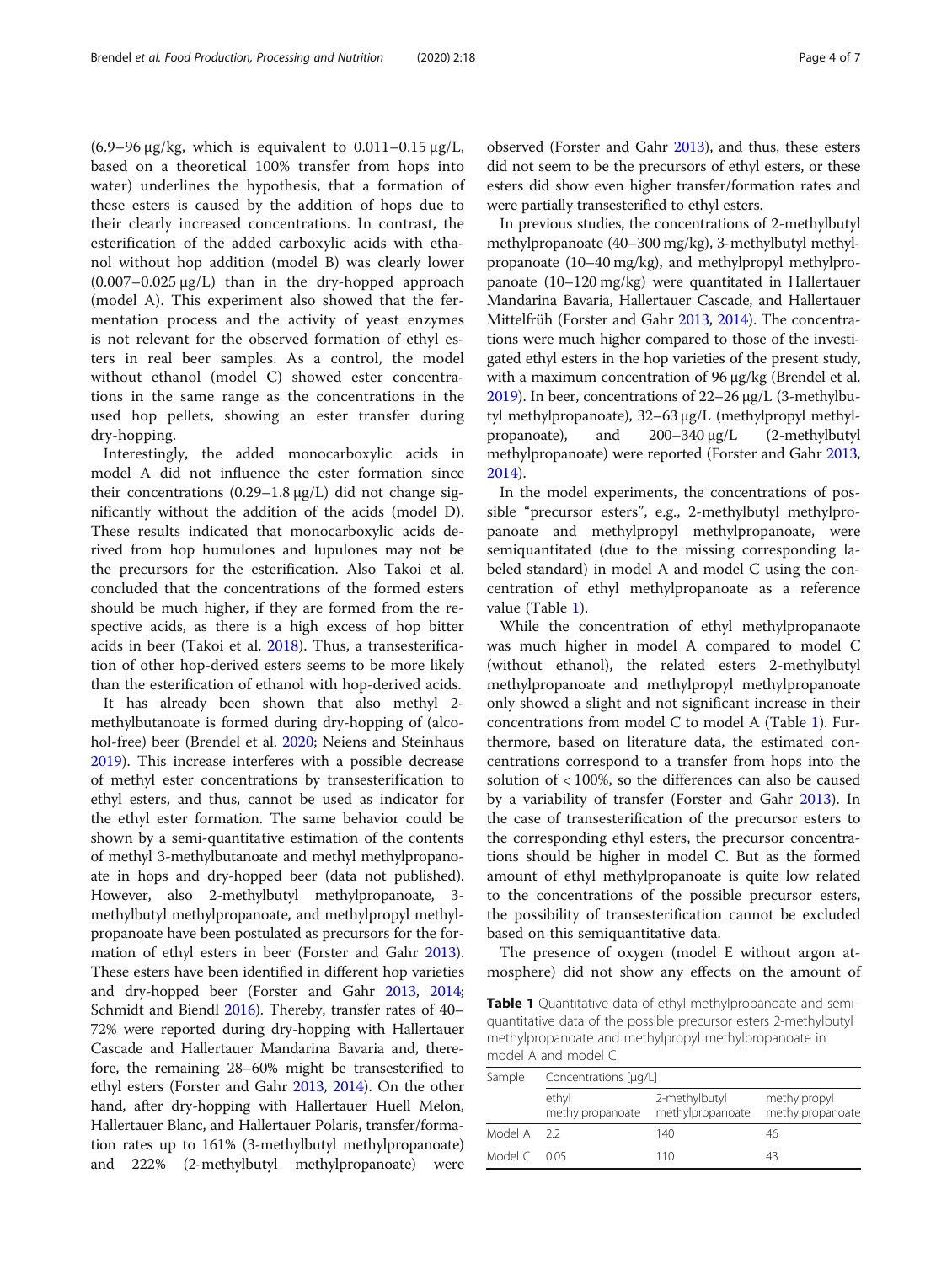(6.9–96 μg/kg, which is equivalent to 0.011–0.15 μg/L, based on a theoretical 100% transfer from hops into water) underlines the hypothesis, that a formation of these esters is caused by the addition of hops due to their clearly increased concentrations. In contrast, the esterification of the added carboxylic acids with ethanol without hop addition (model B) was clearly lower (0.007–0.025 μg/L) than in the dry-hopped approach (model A). This experiment also showed that the fermentation process and the activity of yeast enzymes is not relevant for the observed formation of ethyl esters in real beer samples. As a control, the model without ethanol (model C) showed ester concentrations in the same range as the concentrations in the used hop pellets, showing an ester transfer during dry-hopping.

Interestingly, the added monocarboxylic acids in model A did not influence the ester formation since their concentrations (0.29–1.8 μg/L) did not change significantly without the addition of the acids (model D). These results indicated that monocarboxylic acids derived from hop humulones and lupulones may not be the precursors for the esterification. Also Takoi et al. concluded that the concentrations of the formed esters should be much higher, if they are formed from the respective acids, as there is a high excess of hop bitter acids in beer (Takoi et al. 2018). Thus, a transesterification of other hop-derived esters seems to be more likely than the esterification of ethanol with hop-derived acids.

It has already been shown that also methyl 2-methylbutanoate is formed during dry-hopping of (alcohol-free) beer (Brendel et al. 2020; Neiens and Steinhaus 2019). This increase interferes with a possible decrease of methyl ester concentrations by transesterification to ethyl esters, and thus, cannot be used as indicator for the ethyl ester formation. The same behavior could be shown by a semi-quantitative estimation of the contents of methyl 3-methylbutanoate and methyl methylpropanoate in hops and dry-hopped beer (data not published). However, also 2-methylbutyl methylpropanoate, 3-methylbutyl methylpropanoate, and methylpropyl methylpropanoate have been postulated as precursors for the formation of ethyl esters in beer (Forster and Gahr 2013). These esters have been identified in different hop varieties and dry-hopped beer (Forster and Gahr 2013, 2014; Schmidt and Biendl 2016). Thereby, transfer rates of 40–72% were reported during dry-hopping with Hallertauer Cascade and Hallertauer Mandarina Bavaria and, therefore, the remaining 28–60% might be transesterified to ethyl esters (Forster and Gahr 2013, 2014). On the other hand, after dry-hopping with Hallertauer Huell Melon, Hallertauer Blanc, and Hallertauer Polaris, transfer/formation rates up to 161% (3-methylbutyl methylpropanoate) and 222% (2-methylbutyl methylpropanoate) were observed (Forster and Gahr 2013), and thus, these esters did not seem to be the precursors of ethyl esters, or these esters did show even higher transfer/formation rates and were partially transesterified to ethyl esters.

In previous studies, the concentrations of 2-methylbutyl methylpropanoate (40–300 mg/kg), 3-methylbutyl methylpropanoate (10–40 mg/kg), and methylpropyl methylpropanoate (10–120 mg/kg) were quantitated in Hallertauer Mandarina Bavaria, Hallertauer Cascade, and Hallertauer Mittelfrüh (Forster and Gahr 2013, 2014). The concentrations were much higher compared to those of the investigated ethyl esters in the hop varieties of the present study, with a maximum concentration of 96 μg/kg (Brendel et al. 2019). In beer, concentrations of 22–26 μg/L (3-methylbutyl methylpropanoate), 32–63 μg/L (methylpropyl methylpropanoate), and 200–340 μg/L (2-methylbutyl methylpropanoate) were reported (Forster and Gahr 2013, 2014).

In the model experiments, the concentrations of possible "precursor esters", e.g., 2-methylbutyl methylpropanoate and methylpropyl methylpropanoate, were semiquantitated (due to the missing corresponding labeled standard) in model A and model C using the concentration of ethyl methylpropanoate as a reference value (Table 1).

While the concentration of ethyl methylpropanaote was much higher in model A compared to model C (without ethanol), the related esters 2-methylbutyl methylpropanoate and methylpropyl methylpropanoate only showed a slight and not significant increase in their concentrations from model C to model A (Table 1). Furthermore, based on literature data, the estimated concentrations correspond to a transfer from hops into the solution of < 100%, so the differences can also be caused by a variability of transfer (Forster and Gahr 2013). In the case of transesterification of the precursor esters to the corresponding ethyl esters, the precursor concentrations should be higher in model C. But as the formed amount of ethyl methylpropanoate is quite low related to the concentrations of the possible precursor esters, the possibility of transesterification cannot be excluded based on this semiquantitative data.

The presence of oxygen (model E without argon atmosphere) did not show any effects on the amount of

**Table 1** Quantitative data of ethyl methylpropanoate and semi-quantitative data of the possible precursor esters 2-methylbutyl methylpropanoate and methylpropyl methylpropanoate in model A and model C

| Sample | Concentrations [μg/L] | | |
|---|---|---|---|
| | ethyl methylpropanoate | 2-methylbutyl methylpropanoate | methylpropyl methylpropanoate |
| Model A | 2.2 | 140 | 46 |
| Model C | 0.05 | 110 | 43 |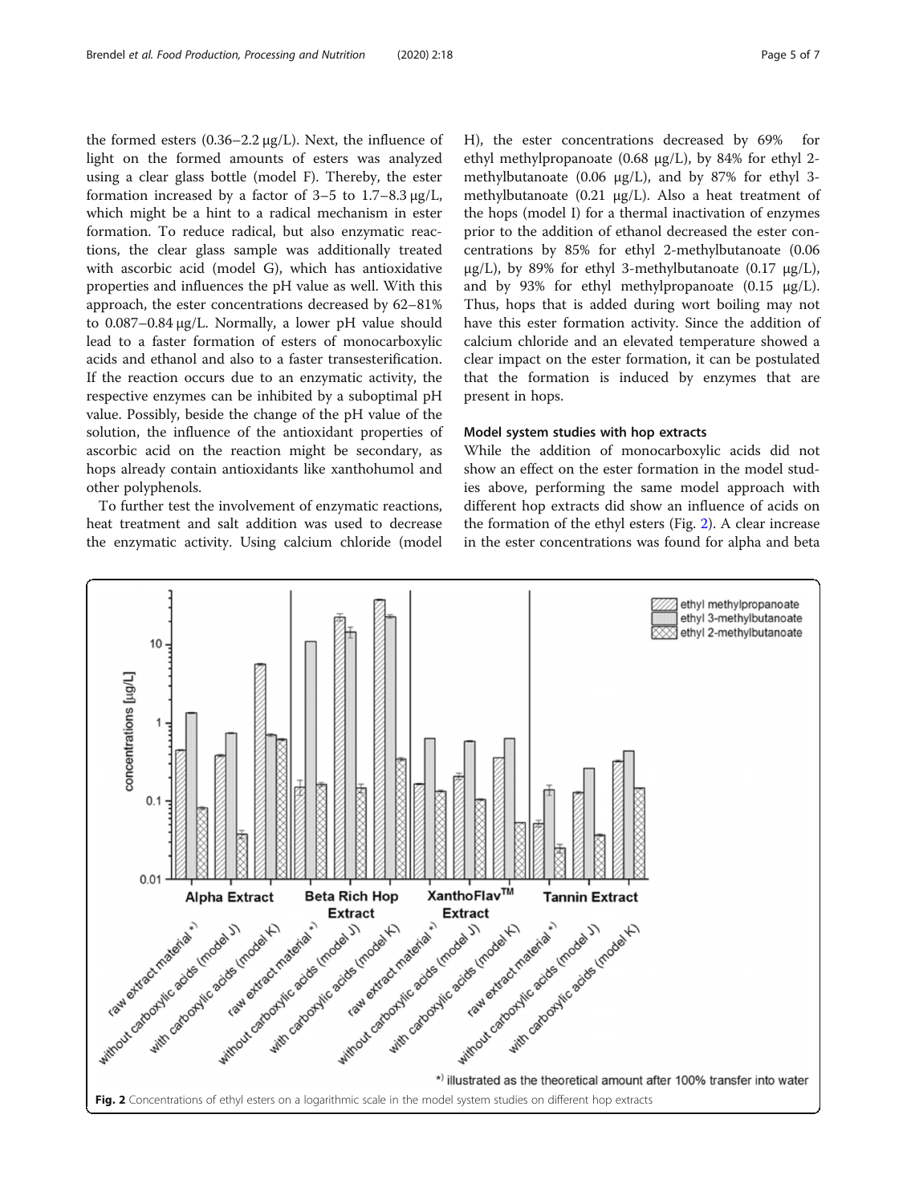the formed esters (0.36–2.2 μg/L). Next, the influence of light on the formed amounts of esters was analyzed using a clear glass bottle (model F). Thereby, the ester formation increased by a factor of 3–5 to 1.7–8.3 μg/L, which might be a hint to a radical mechanism in ester formation. To reduce radical, but also enzymatic reactions, the clear glass sample was additionally treated with ascorbic acid (model G), which has antioxidative properties and influences the pH value as well. With this approach, the ester concentrations decreased by 62–81% to 0.087–0.84 μg/L. Normally, a lower pH value should lead to a faster formation of esters of monocarboxylic acids and ethanol and also to a faster transesterification. If the reaction occurs due to an enzymatic activity, the respective enzymes can be inhibited by a suboptimal pH value. Possibly, beside the change of the pH value of the solution, the influence of the antioxidant properties of ascorbic acid on the reaction might be secondary, as hops already contain antioxidants like xanthohumol and other polyphenols.

To further test the involvement of enzymatic reactions, heat treatment and salt addition was used to decrease the enzymatic activity. Using calcium chloride (model H), the ester concentrations decreased by 69% for ethyl methylpropanoate (0.68 μg/L), by 84% for ethyl 2-methylbutanoate (0.06 μg/L), and by 87% for ethyl 3-methylbutanoate (0.21 μg/L). Also a heat treatment of the hops (model I) for a thermal inactivation of enzymes prior to the addition of ethanol decreased the ester concentrations by 85% for ethyl 2-methylbutanoate (0.06 μg/L), by 89% for ethyl 3-methylbutanoate (0.17 μg/L), and by 93% for ethyl methylpropanoate (0.15 μg/L). Thus, hops that is added during wort boiling may not have this ester formation activity. Since the addition of calcium chloride and an elevated temperature showed a clear impact on the ester formation, it can be postulated that the formation is induced by enzymes that are present in hops.

### Model system studies with hop extracts

While the addition of monocarboxylic acids did not show an effect on the ester formation in the model studies above, performing the same model approach with different hop extracts did show an influence of acids on the formation of the ethyl esters (Fig. 2). A clear increase in the ester concentrations was found for alpha and beta

**Fig. 2** Concentrations of ethyl esters on a logarithmic scale in the model system studies on different hop extracts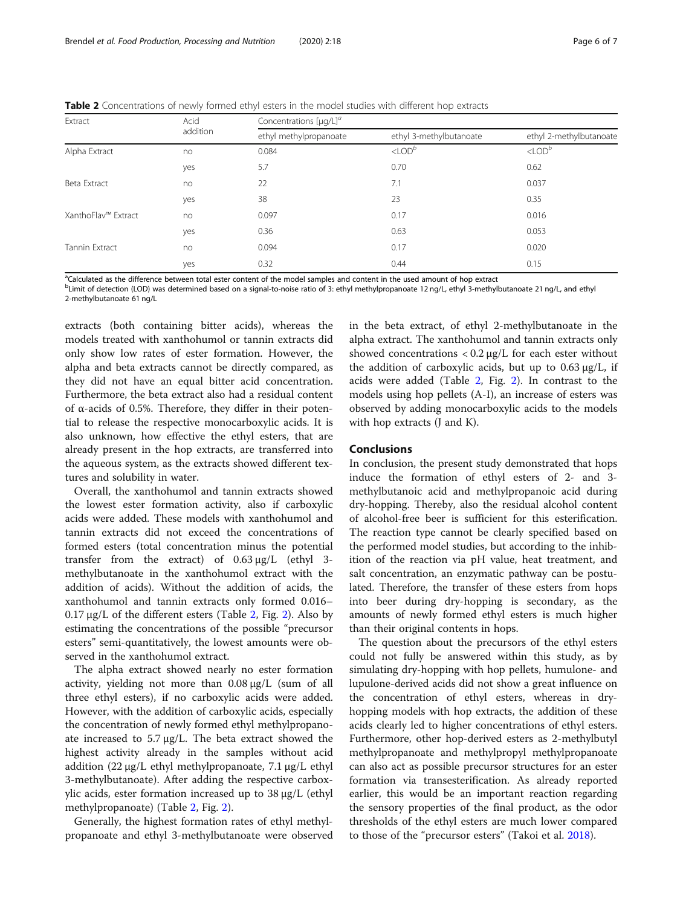**Table 2** Concentrations of newly formed ethyl esters in the model studies with different hop extracts

| Extract | Acid addition | Concentrations [μg/L][a] | | |
|---|---|---|---|---|
| | | ethyl methylpropanoate | ethyl 3-methylbutanoate | ethyl 2-methylbutanoate |
| Alpha Extract | no | 0.084 | <LOD[b] | <LOD[b] |
| | yes | 5.7 | 0.70 | 0.62 |
| Beta Extract | no | 22 | 7.1 | 0.037 |
| | yes | 38 | 23 | 0.35 |
| XanthoFlav™ Extract | no | 0.097 | 0.17 | 0.016 |
| | yes | 0.36 | 0.63 | 0.053 |
| Tannin Extract | no | 0.094 | 0.17 | 0.020 |
| | yes | 0.32 | 0.44 | 0.15 |

[a]Calculated as the difference between total ester content of the model samples and content in the used amount of hop extract
[b]Limit of detection (LOD) was determined based on a signal-to-noise ratio of 3: ethyl methylpropanoate 12 ng/L, ethyl 3-methylbutanoate 21 ng/L, and ethyl 2-methylbutanoate 61 ng/L

extracts (both containing bitter acids), whereas the models treated with xanthohumol or tannin extracts did only show low rates of ester formation. However, the alpha and beta extracts cannot be directly compared, as they did not have an equal bitter acid concentration. Furthermore, the beta extract also had a residual content of α-acids of 0.5%. Therefore, they differ in their potential to release the respective monocarboxylic acids. It is also unknown, how effective the ethyl esters, that are already present in the hop extracts, are transferred into the aqueous system, as the extracts showed different textures and solubility in water.

Overall, the xanthohumol and tannin extracts showed the lowest ester formation activity, also if carboxylic acids were added. These models with xanthohumol and tannin extracts did not exceed the concentrations of formed esters (total concentration minus the potential transfer from the extract) of 0.63 μg/L (ethyl 3-methylbutanoate in the xanthohumol extract with the addition of acids). Without the addition of acids, the xanthohumol and tannin extracts only formed 0.016–0.17 μg/L of the different esters (Table 2, Fig. 2). Also by estimating the concentrations of the possible "precursor esters" semi-quantitatively, the lowest amounts were observed in the xanthohumol extract.

The alpha extract showed nearly no ester formation activity, yielding not more than 0.08 μg/L (sum of all three ethyl esters), if no carboxylic acids were added. However, with the addition of carboxylic acids, especially the concentration of newly formed ethyl methylpropanoate increased to 5.7 μg/L. The beta extract showed the highest activity already in the samples without acid addition (22 μg/L ethyl methylpropanoate, 7.1 μg/L ethyl 3-methylbutanoate). After adding the respective carboxylic acids, ester formation increased up to 38 μg/L (ethyl methylpropanoate) (Table 2, Fig. 2).

Generally, the highest formation rates of ethyl methylpropanoate and ethyl 3-methylbutanoate were observed in the beta extract, of ethyl 2-methylbutanoate in the alpha extract. The xanthohumol and tannin extracts only showed concentrations < 0.2 μg/L for each ester without the addition of carboxylic acids, but up to 0.63 μg/L, if acids were added (Table 2, Fig. 2). In contrast to the models using hop pellets (A-I), an increase of esters was observed by adding monocarboxylic acids to the models with hop extracts (J and K).

## Conclusions

In conclusion, the present study demonstrated that hops induce the formation of ethyl esters of 2- and 3-methylbutanoic acid and methylpropanoic acid during dry-hopping. Thereby, also the residual alcohol content of alcohol-free beer is sufficient for this esterification. The reaction type cannot be clearly specified based on the performed model studies, but according to the inhibition of the reaction via pH value, heat treatment, and salt concentration, an enzymatic pathway can be postulated. Therefore, the transfer of these esters from hops into beer during dry-hopping is secondary, as the amounts of newly formed ethyl esters is much higher than their original contents in hops.

The question about the precursors of the ethyl esters could not fully be answered within this study, as by simulating dry-hopping with hop pellets, humulone- and lupulone-derived acids did not show a great influence on the concentration of ethyl esters, whereas in dry-hopping models with hop extracts, the addition of these acids clearly led to higher concentrations of ethyl esters. Furthermore, other hop-derived esters as 2-methylbutyl methylpropanoate and methylpropyl methylpropanoate can also act as possible precursor structures for an ester formation via transesterification. As already reported earlier, this would be an important reaction regarding the sensory properties of the final product, as the odor thresholds of the ethyl esters are much lower compared to those of the "precursor esters" (Takoi et al. 2018).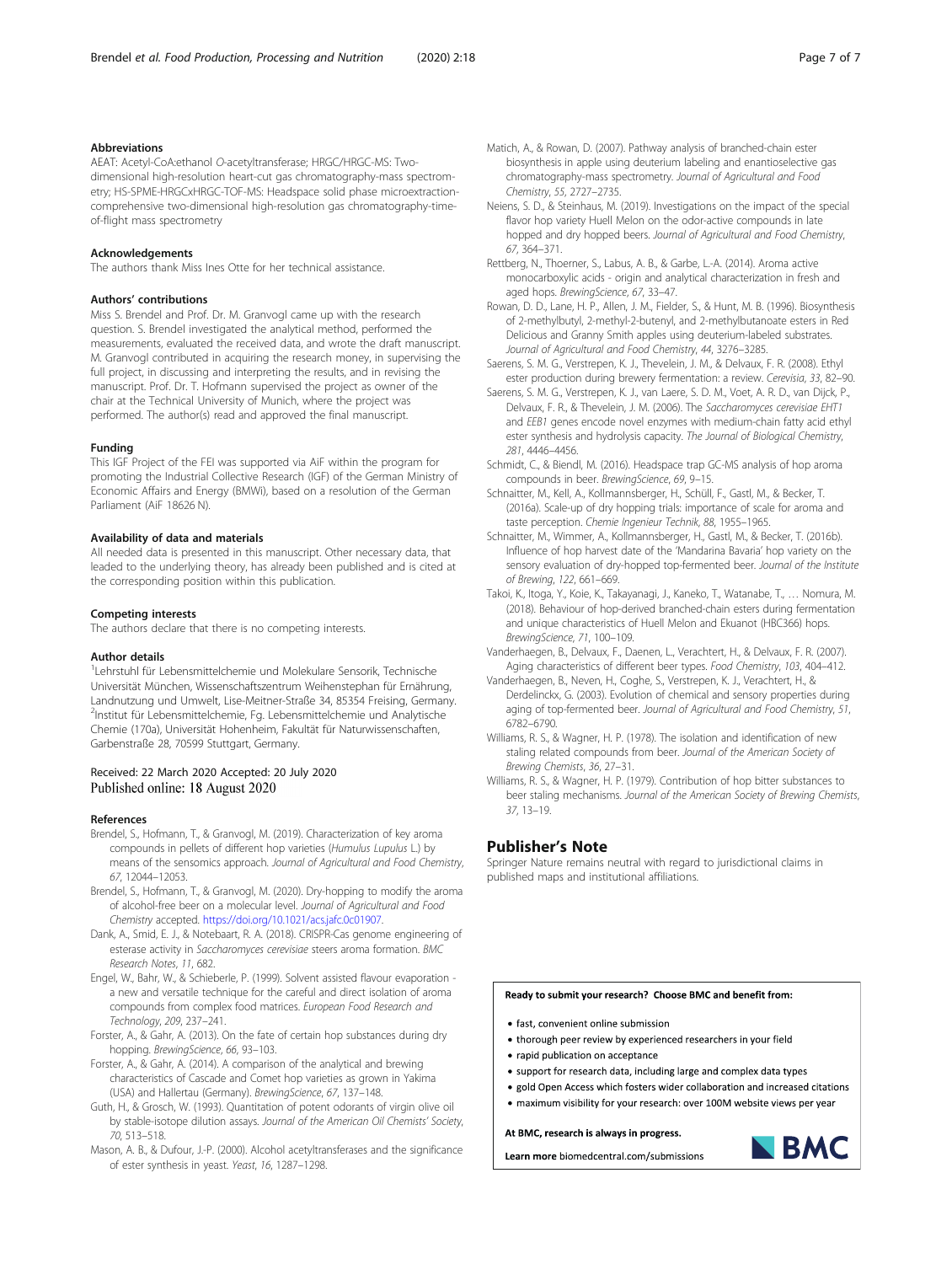### Abbreviations

AEAT: Acetyl-CoA:ethanol O-acetyltransferase; HRGC/HRGC-MS: Two-dimensional high-resolution heart-cut gas chromatography-mass spectrometry; HS-SPME-HRGCxHRGC-TOF-MS: Headspace solid phase microextraction-comprehensive two-dimensional high-resolution gas chromatography-time-of-flight mass spectrometry

### Acknowledgements

The authors thank Miss Ines Otte for her technical assistance.

### Authors' contributions

Miss S. Brendel and Prof. Dr. M. Granvogl came up with the research question. S. Brendel investigated the analytical method, performed the measurements, evaluated the received data, and wrote the draft manuscript. M. Granvogl contributed in acquiring the research money, in supervising the full project, in discussing and interpreting the results, and in revising the manuscript. Prof. Dr. T. Hofmann supervised the project as owner of the chair at the Technical University of Munich, where the project was performed. The author(s) read and approved the final manuscript.

### Funding

This IGF Project of the FEI was supported via AiF within the program for promoting the Industrial Collective Research (IGF) of the German Ministry of Economic Affairs and Energy (BMWi), based on a resolution of the German Parliament (AiF 18626 N).

### Availability of data and materials

All needed data is presented in this manuscript. Other necessary data, that leaded to the underlying theory, has already been published and is cited at the corresponding position within this publication.

### Competing interests

The authors declare that there is no competing interests.

### Author details

[1]Lehrstuhl für Lebensmittelchemie und Molekulare Sensorik, Technische Universität München, Wissenschaftszentrum Weihenstephan für Ernährung, Landnutzung und Umwelt, Lise-Meitner-Straße 34, 85354 Freising, Germany. [2]Institut für Lebensmittelchemie, Fg. Lebensmittelchemie und Analytische Chemie (170a), Universität Hohenheim, Fakultät für Naturwissenschaften, Garbenstraße 28, 70599 Stuttgart, Germany.

Received: 22 March 2020 Accepted: 20 July 2020
Published online: 18 August 2020

### References

- Brendel, S., Hofmann, T., & Granvogl, M. (2019). Characterization of key aroma compounds in pellets of different hop varieties (*Humulus Lupulus* L.) by means of the sensomics approach. *Journal of Agricultural and Food Chemistry*, *67*, 12044–12053.
- Brendel, S., Hofmann, T., & Granvogl, M. (2020). Dry-hopping to modify the aroma of alcohol-free beer on a molecular level. *Journal of Agricultural and Food Chemistry* accepted. https://doi.org/10.1021/acs.jafc.0c01907.
- Dank, A., Smid, E. J., & Notebaart, R. A. (2018). CRISPR-Cas genome engineering of esterase activity in *Saccharomyces cerevisiae* steers aroma formation. *BMC Research Notes*, *11*, 682.
- Engel, W., Bahr, W., & Schieberle, P. (1999). Solvent assisted flavour evaporation - a new and versatile technique for the careful and direct isolation of aroma compounds from complex food matrices. *European Food Research and Technology*, *209*, 237–241.
- Forster, A., & Gahr, A. (2013). On the fate of certain hop substances during dry hopping. *BrewingScience*, *66*, 93–103.
- Forster, A., & Gahr, A. (2014). A comparison of the analytical and brewing characteristics of Cascade and Comet hop varieties as grown in Yakima (USA) and Hallertau (Germany). *BrewingScience*, *67*, 137–148.
- Guth, H., & Grosch, W. (1993). Quantitation of potent odorants of virgin olive oil by stable-isotope dilution assays. *Journal of the American Oil Chemists' Society*, *70*, 513–518.
- Mason, A. B., & Dufour, J.-P. (2000). Alcohol acetyltransferases and the significance of ester synthesis in yeast. *Yeast*, *16*, 1287–1298.
- Matich, A., & Rowan, D. (2007). Pathway analysis of branched-chain ester biosynthesis in apple using deuterium labeling and enantioselective gas chromatography-mass spectrometry. *Journal of Agricultural and Food Chemistry*, *55*, 2727–2735.
- Neiens, S. D., & Steinhaus, M. (2019). Investigations on the impact of the special flavor hop variety Huell Melon on the odor-active compounds in late hopped and dry hopped beers. *Journal of Agricultural and Food Chemistry*, *67*, 364–371.
- Rettberg, N., Thoerner, S., Labus, A. B., & Garbe, L.-A. (2014). Aroma active monocarboxylic acids - origin and analytical characterization in fresh and aged hops. *BrewingScience*, *67*, 33–47.
- Rowan, D. D., Lane, H. P., Allen, J. M., Fielder, S., & Hunt, M. B. (1996). Biosynthesis of 2-methylbutyl, 2-methyl-2-butenyl, and 2-methylbutanoate esters in Red Delicious and Granny Smith apples using deuterium-labeled substrates. *Journal of Agricultural and Food Chemistry*, *44*, 3276–3285.
- Saerens, S. M. G., Verstrepen, K. J., Thevelein, J. M., & Delvaux, F. R. (2008). Ethyl ester production during brewery fermentation: a review. *Cerevisia*, *33*, 82–90.
- Saerens, S. M. G., Verstrepen, K. J., van Laere, S. D. M., Voet, A. R. D., van Dijck, P., Delvaux, F. R., & Thevelein, J. M. (2006). The *Saccharomyces cerevisiae EHT1* and *EEB1* genes encode novel enzymes with medium-chain fatty acid ethyl ester synthesis and hydrolysis capacity. *The Journal of Biological Chemistry*, *281*, 4446–4456.
- Schmidt, C., & Biendl, M. (2016). Headspace trap GC-MS analysis of hop aroma compounds in beer. *BrewingScience*, *69*, 9–15.
- Schnaitter, M., Kell, A., Kollmannsberger, H., Schüll, F., Gastl, M., & Becker, T. (2016a). Scale-up of dry hopping trials: importance of scale for aroma and taste perception. *Chemie Ingenieur Technik*, *88*, 1955–1965.
- Schnaitter, M., Wimmer, A., Kollmannsberger, H., Gastl, M., & Becker, T. (2016b). Influence of hop harvest date of the 'Mandarina Bavaria' hop variety on the sensory evaluation of dry-hopped top-fermented beer. *Journal of the Institute of Brewing*, *122*, 661–669.
- Takoi, K., Itoga, Y., Koie, K., Takayanagi, J., Kaneko, T., Watanabe, T., … Nomura, M. (2018). Behaviour of hop-derived branched-chain esters during fermentation and unique characteristics of Huell Melon and Ekuanot (HBC366) hops. *BrewingScience*, *71*, 100–109.
- Vanderhaegen, B., Delvaux, F., Daenen, L., Verachtert, H., & Delvaux, F. R. (2007). Aging characteristics of different beer types. *Food Chemistry*, *103*, 404–412.
- Vanderhaegen, B., Neven, H., Coghe, S., Verstrepen, K. J., Verachtert, H., & Derdelinckx, G. (2003). Evolution of chemical and sensory properties during aging of top-fermented beer. *Journal of Agricultural and Food Chemistry*, *51*, 6782–6790.
- Williams, R. S., & Wagner, H. P. (1978). The isolation and identification of new staling related compounds from beer. *Journal of the American Society of Brewing Chemists*, *36*, 27–31.
- Williams, R. S., & Wagner, H. P. (1979). Contribution of hop bitter substances to beer staling mechanisms. *Journal of the American Society of Brewing Chemists*, *37*, 13–19.

## Publisher's Note

Springer Nature remains neutral with regard to jurisdictional claims in published maps and institutional affiliations.

**Ready to submit your research? Choose BMC and benefit from:**

- fast, convenient online submission
- thorough peer review by experienced researchers in your field
- rapid publication on acceptance
- support for research data, including large and complex data types
- gold Open Access which fosters wider collaboration and increased citations
- maximum visibility for your research: over 100M website views per year

**At BMC, research is always in progress.**

**Learn more** biomedcentral.com/submissions

BMC